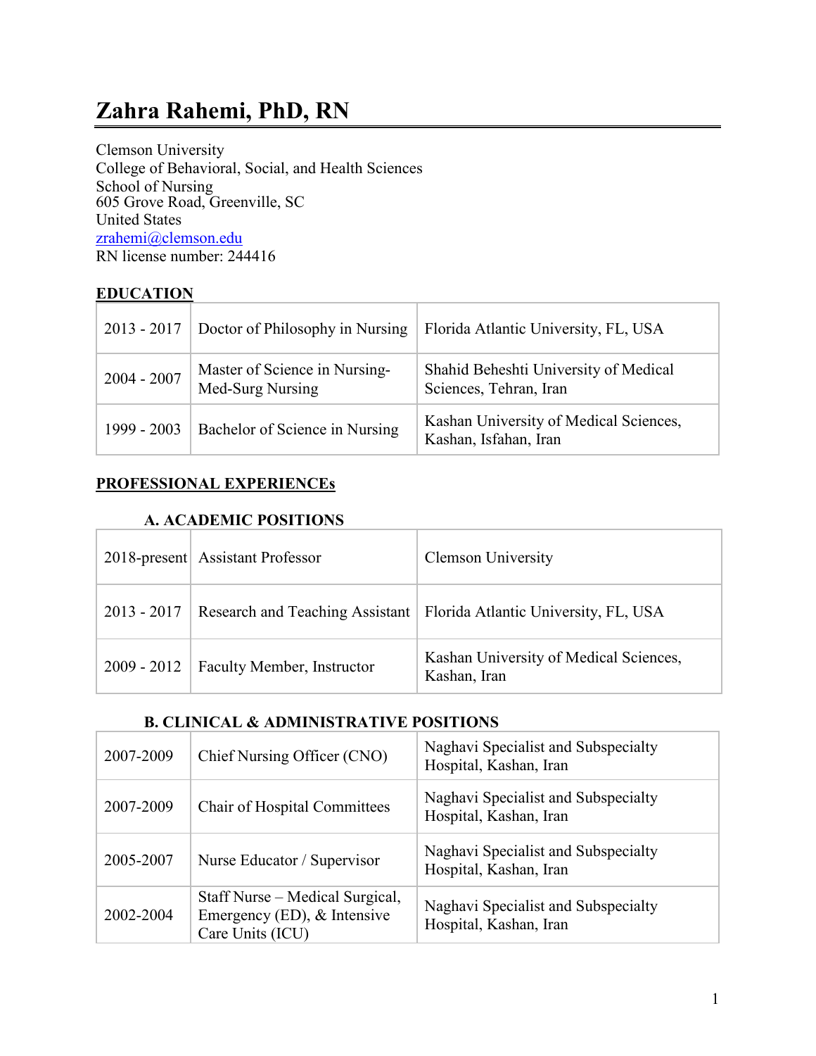# Zahra Rahemi, PhD, RN

Clemson University
College of Behavioral, Social, and Health Sciences
School of Nursing
605 Grove Road, Greenville, SC
United States
zrahemi@clemson.edu
RN license number: 244416

## EDUCATION

| | | |
|---|---|---|
| 2013 - 2017 | Doctor of Philosophy in Nursing | Florida Atlantic University, FL, USA |
| 2004 - 2007 | Master of Science in Nursing-Med-Surg Nursing | Shahid Beheshti University of Medical Sciences, Tehran, Iran |
| 1999 - 2003 | Bachelor of Science in Nursing | Kashan University of Medical Sciences, Kashan, Isfahan, Iran |

## PROFESSIONAL EXPERIENCEs

### A. ACADEMIC POSITIONS

| | | |
|---|---|---|
| 2018-present | Assistant Professor | Clemson University |
| 2013 - 2017 | Research and Teaching Assistant | Florida Atlantic University, FL, USA |
| 2009 - 2012 | Faculty Member, Instructor | Kashan University of Medical Sciences, Kashan, Iran |

### B. CLINICAL & ADMINISTRATIVE POSITIONS

| | | |
|---|---|---|
| 2007-2009 | Chief Nursing Officer (CNO) | Naghavi Specialist and Subspecialty Hospital, Kashan, Iran |
| 2007-2009 | Chair of Hospital Committees | Naghavi Specialist and Subspecialty Hospital, Kashan, Iran |
| 2005-2007 | Nurse Educator / Supervisor | Naghavi Specialist and Subspecialty Hospital, Kashan, Iran |
| 2002-2004 | Staff Nurse – Medical Surgical, Emergency (ED), & Intensive Care Units (ICU) | Naghavi Specialist and Subspecialty Hospital, Kashan, Iran |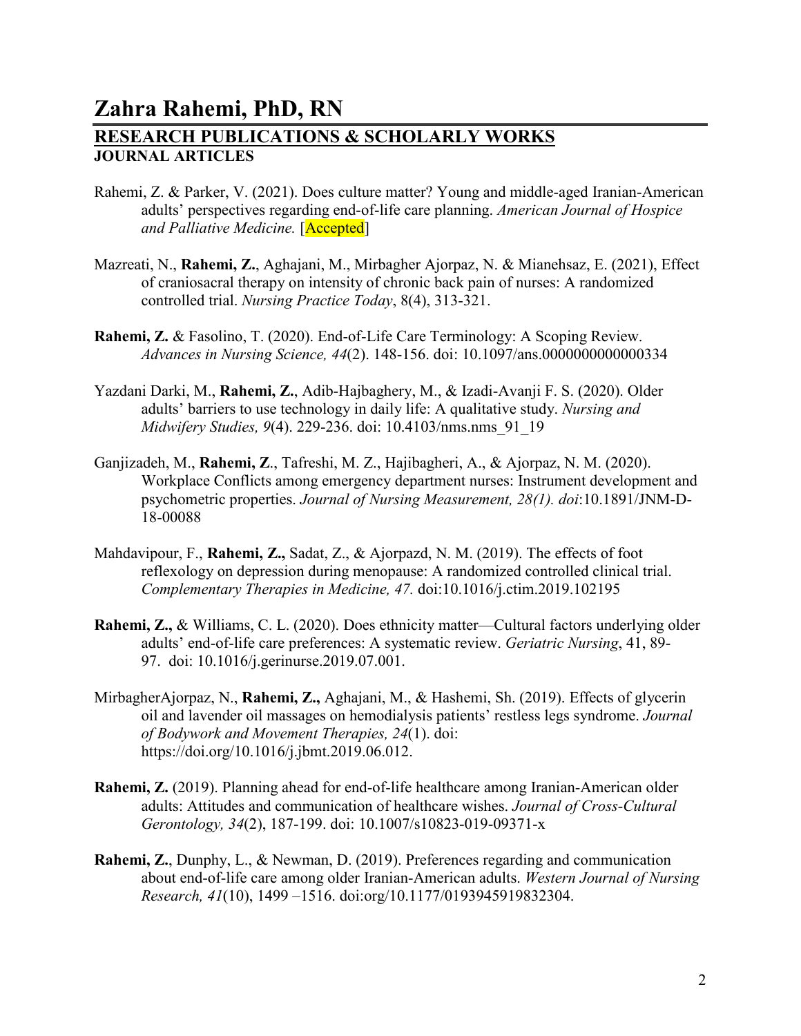# Zahra Rahemi, PhD, RN

## RESEARCH PUBLICATIONS & SCHOLARLY WORKS

### JOURNAL ARTICLES

Rahemi, Z. & Parker, V. (2021). Does culture matter? Young and middle-aged Iranian-American adults' perspectives regarding end-of-life care planning. *American Journal of Hospice and Palliative Medicine.* [Accepted]

Mazreati, N., **Rahemi, Z.**, Aghajani, M., Mirbagher Ajorpaz, N. & Mianehsaz, E. (2021), Effect of craniosacral therapy on intensity of chronic back pain of nurses: A randomized controlled trial. *Nursing Practice Today*, 8(4), 313-321.

**Rahemi, Z.** & Fasolino, T. (2020). End-of-Life Care Terminology: A Scoping Review. *Advances in Nursing Science, 44*(2). 148-156. doi: 10.1097/ans.0000000000000334

Yazdani Darki, M., **Rahemi, Z.**, Adib-Hajbaghery, M., & Izadi-Avanji F. S. (2020). Older adults' barriers to use technology in daily life: A qualitative study. *Nursing and Midwifery Studies, 9*(4). 229-236. doi: 10.4103/nms.nms_91_19

Ganjizadeh, M., **Rahemi, Z**., Tafreshi, M. Z., Hajibagheri, A., & Ajorpaz, N. M. (2020). Workplace Conflicts among emergency department nurses: Instrument development and psychometric properties. *Journal of Nursing Measurement, 28(1). doi*:10.1891/JNM-D-18-00088

Mahdavipour, F., **Rahemi, Z.,** Sadat, Z., & Ajorpazd, N. M. (2019). The effects of foot reflexology on depression during menopause: A randomized controlled clinical trial. *Complementary Therapies in Medicine, 47.* doi:10.1016/j.ctim.2019.102195

**Rahemi, Z.,** & Williams, C. L. (2020). Does ethnicity matter—Cultural factors underlying older adults' end-of-life care preferences: A systematic review. *Geriatric Nursing*, 41, 89-97. doi: 10.1016/j.gerinurse.2019.07.001.

MirbagherAjorpaz, N., **Rahemi, Z.,** Aghajani, M., & Hashemi, Sh. (2019). Effects of glycerin oil and lavender oil massages on hemodialysis patients' restless legs syndrome. *Journal of Bodywork and Movement Therapies, 24*(1). doi: https://doi.org/10.1016/j.jbmt.2019.06.012.

**Rahemi, Z.** (2019). Planning ahead for end-of-life healthcare among Iranian-American older adults: Attitudes and communication of healthcare wishes. *Journal of Cross-Cultural Gerontology, 34*(2), 187-199. doi: 10.1007/s10823-019-09371-x

**Rahemi, Z.**, Dunphy, L., & Newman, D. (2019). Preferences regarding and communication about end-of-life care among older Iranian-American adults. *Western Journal of Nursing Research, 41*(10), 1499 –1516. doi:org/10.1177/0193945919832304.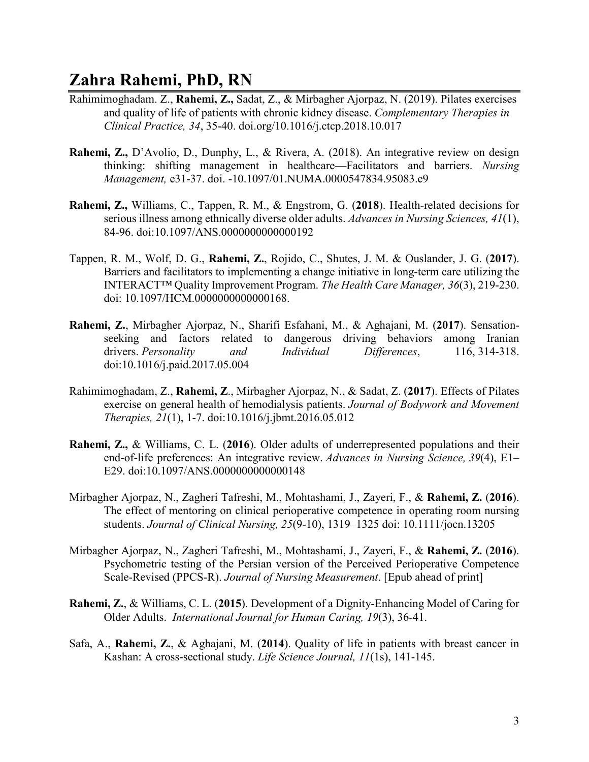# Zahra Rahemi, PhD, RN

Rahimimoghadam. Z., **Rahemi, Z.,** Sadat, Z., & Mirbagher Ajorpaz, N. (2019). Pilates exercises and quality of life of patients with chronic kidney disease. *Complementary Therapies in Clinical Practice, 34*, 35-40. doi.org/10.1016/j.ctcp.2018.10.017

**Rahemi, Z.,** D'Avolio, D., Dunphy, L., & Rivera, A. (2018). An integrative review on design thinking: shifting management in healthcare—Facilitators and barriers. *Nursing Management,* e31-37. doi. -10.1097/01.NUMA.0000547834.95083.e9

**Rahemi, Z.,** Williams, C., Tappen, R. M., & Engstrom, G. (**2018**). Health-related decisions for serious illness among ethnically diverse older adults. *Advances in Nursing Sciences, 41*(1), 84-96. doi:10.1097/ANS.0000000000000192

Tappen, R. M., Wolf, D. G., **Rahemi, Z.**, Rojido, C., Shutes, J. M. & Ouslander, J. G. (**2017**). Barriers and facilitators to implementing a change initiative in long-term care utilizing the INTERACT™ Quality Improvement Program. *The Health Care Manager, 36*(3), 219-230. doi: 10.1097/HCM.0000000000000168.

**Rahemi, Z.**, Mirbagher Ajorpaz, N., Sharifi Esfahani, M., & Aghajani, M. (**2017**). Sensation-seeking and factors related to dangerous driving behaviors among Iranian drivers. *Personality and Individual Differences*, 116, 314-318. doi:10.1016/j.paid.2017.05.004

Rahimimoghadam, Z., **Rahemi, Z**., Mirbagher Ajorpaz, N., & Sadat, Z. (**2017**). Effects of Pilates exercise on general health of hemodialysis patients. *Journal of Bodywork and Movement Therapies, 21*(1), 1-7. doi:10.1016/j.jbmt.2016.05.012

**Rahemi, Z.,** & Williams, C. L. (**2016**). Older adults of underrepresented populations and their end-of-life preferences: An integrative review. *Advances in Nursing Science, 39*(4), E1–E29. doi:10.1097/ANS.0000000000000148

Mirbagher Ajorpaz, N., Zagheri Tafreshi, M., Mohtashami, J., Zayeri, F., & **Rahemi, Z.** (**2016**). The effect of mentoring on clinical perioperative competence in operating room nursing students. *Journal of Clinical Nursing, 25*(9-10), 1319–1325 doi: 10.1111/jocn.13205

Mirbagher Ajorpaz, N., Zagheri Tafreshi, M., Mohtashami, J., Zayeri, F., & **Rahemi, Z.** (**2016**). Psychometric testing of the Persian version of the Perceived Perioperative Competence Scale-Revised (PPCS-R). *Journal of Nursing Measurement*. [Epub ahead of print]

**Rahemi, Z.**, & Williams, C. L. (**2015**). Development of a Dignity-Enhancing Model of Caring for Older Adults. *International Journal for Human Caring, 19*(3), 36-41.

Safa, A., **Rahemi, Z.**, & Aghajani, M. (**2014**). Quality of life in patients with breast cancer in Kashan: A cross-sectional study. *Life Science Journal, 11*(1s), 141-145.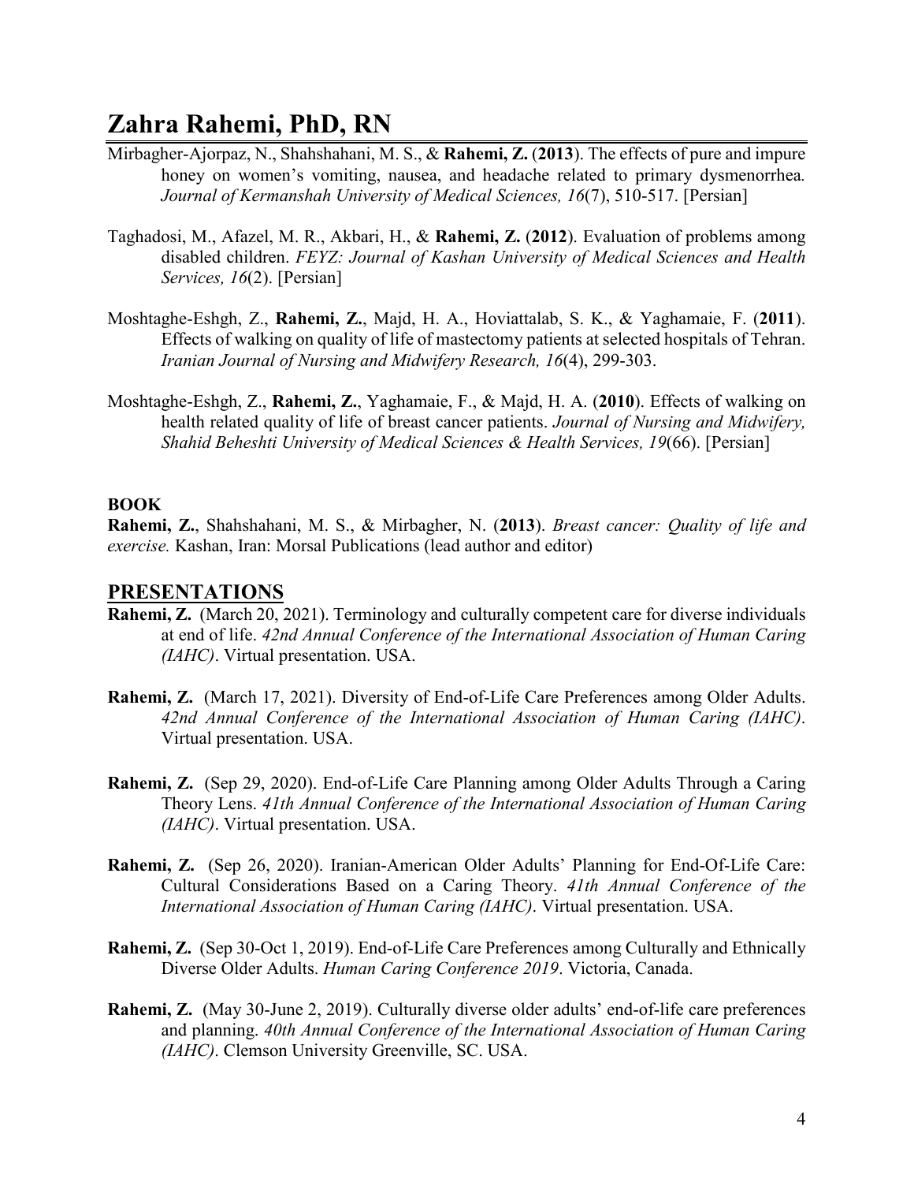Mirbagher-Ajorpaz, N., Shahshahani, M. S., & **Rahemi, Z.** (**2013**). The effects of pure and impure honey on women's vomiting, nausea, and headache related to primary dysmenorrhea. *Journal of Kermanshah University of Medical Sciences, 16*(7), 510-517. [Persian]

Taghadosi, M., Afazel, M. R., Akbari, H., & **Rahemi, Z.** (**2012**). Evaluation of problems among disabled children. *FEYZ: Journal of Kashan University of Medical Sciences and Health Services, 16*(2). [Persian]

Moshtaghe-Eshgh, Z., **Rahemi, Z.**, Majd, H. A., Hoviattalab, S. K., & Yaghamaie, F. (**2011**). Effects of walking on quality of life of mastectomy patients at selected hospitals of Tehran. *Iranian Journal of Nursing and Midwifery Research, 16*(4), 299-303.

Moshtaghe-Eshgh, Z., **Rahemi, Z.**, Yaghamaie, F., & Majd, H. A. (**2010**). Effects of walking on health related quality of life of breast cancer patients. *Journal of Nursing and Midwifery, Shahid Beheshti University of Medical Sciences & Health Services, 19*(66). [Persian]

**BOOK**

**Rahemi, Z.**, Shahshahani, M. S., & Mirbagher, N. (**2013**). *Breast cancer: Quality of life and exercise.* Kashan, Iran: Morsal Publications (lead author and editor)

## PRESENTATIONS

**Rahemi, Z.** (March 20, 2021). Terminology and culturally competent care for diverse individuals at end of life. *42nd Annual Conference of the International Association of Human Caring (IAHC)*. Virtual presentation. USA.

**Rahemi, Z.** (March 17, 2021). Diversity of End-of-Life Care Preferences among Older Adults. *42nd Annual Conference of the International Association of Human Caring (IAHC)*. Virtual presentation. USA.

**Rahemi, Z.** (Sep 29, 2020). End-of-Life Care Planning among Older Adults Through a Caring Theory Lens. *41th Annual Conference of the International Association of Human Caring (IAHC)*. Virtual presentation. USA.

**Rahemi, Z.** (Sep 26, 2020). Iranian-American Older Adults' Planning for End-Of-Life Care: Cultural Considerations Based on a Caring Theory. *41th Annual Conference of the International Association of Human Caring (IAHC)*. Virtual presentation. USA.

**Rahemi, Z.** (Sep 30-Oct 1, 2019). End-of-Life Care Preferences among Culturally and Ethnically Diverse Older Adults. *Human Caring Conference 2019*. Victoria, Canada.

**Rahemi, Z.** (May 30-June 2, 2019). Culturally diverse older adults' end-of-life care preferences and planning. *40th Annual Conference of the International Association of Human Caring (IAHC)*. Clemson University Greenville, SC. USA.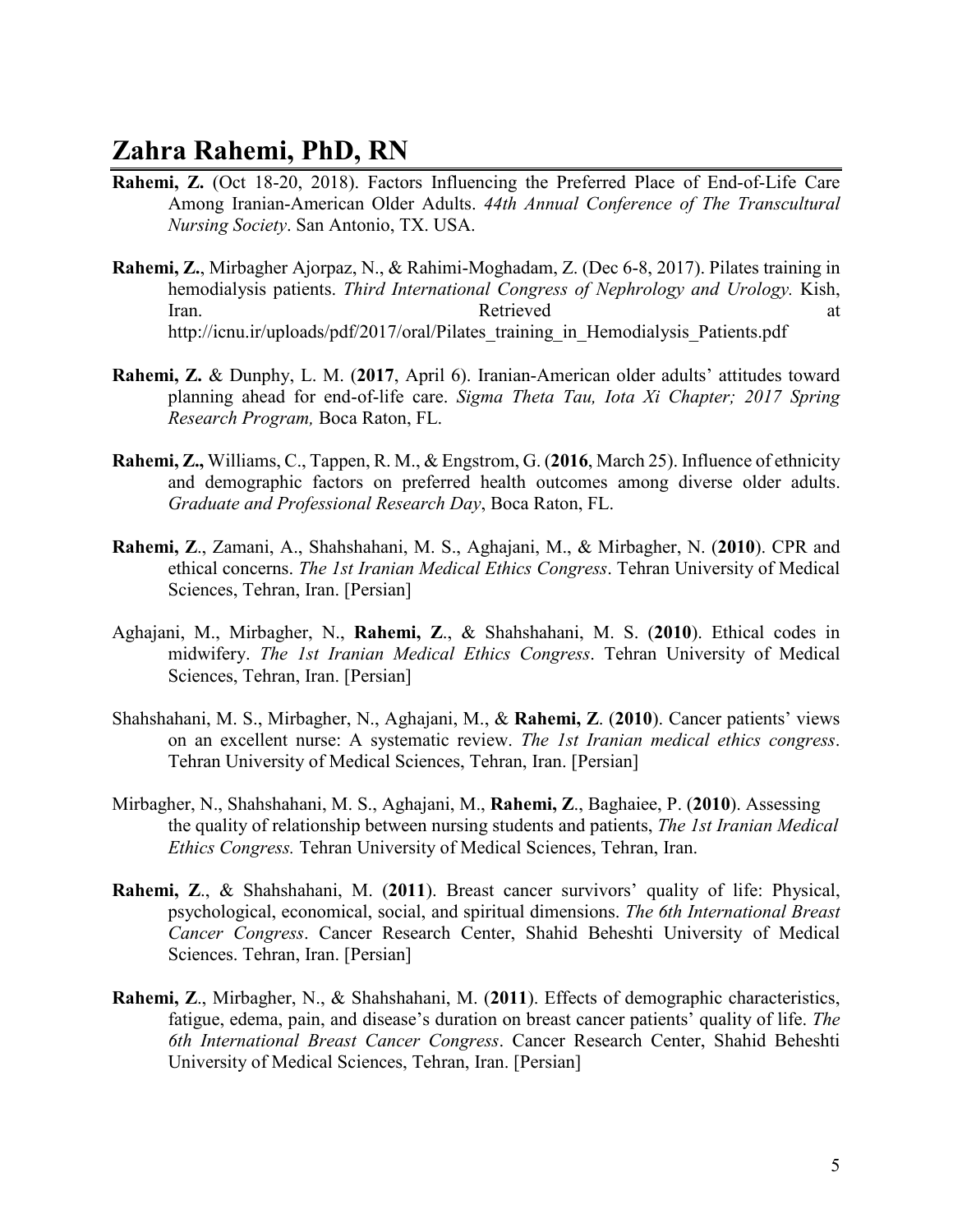# Zahra Rahemi, PhD, RN

**Rahemi, Z.** (Oct 18-20, 2018). Factors Influencing the Preferred Place of End-of-Life Care Among Iranian-American Older Adults. *44th Annual Conference of The Transcultural Nursing Society*. San Antonio, TX. USA.

**Rahemi, Z.**, Mirbagher Ajorpaz, N., & Rahimi-Moghadam, Z. (Dec 6-8, 2017). Pilates training in hemodialysis patients. *Third International Congress of Nephrology and Urology.* Kish, Iran. Retrieved at http://icnu.ir/uploads/pdf/2017/oral/Pilates_training_in_Hemodialysis_Patients.pdf

**Rahemi, Z.** & Dunphy, L. M. (**2017**, April 6). Iranian-American older adults' attitudes toward planning ahead for end-of-life care. *Sigma Theta Tau, Iota Xi Chapter; 2017 Spring Research Program,* Boca Raton, FL.

**Rahemi, Z.,** Williams, C., Tappen, R. M., & Engstrom, G. (**2016**, March 25). Influence of ethnicity and demographic factors on preferred health outcomes among diverse older adults. *Graduate and Professional Research Day*, Boca Raton, FL.

**Rahemi, Z**., Zamani, A., Shahshahani, M. S., Aghajani, M., & Mirbagher, N. (**2010**). CPR and ethical concerns. *The 1st Iranian Medical Ethics Congress*. Tehran University of Medical Sciences, Tehran, Iran. [Persian]

Aghajani, M., Mirbagher, N., **Rahemi, Z**., & Shahshahani, M. S. (**2010**). Ethical codes in midwifery. *The 1st Iranian Medical Ethics Congress*. Tehran University of Medical Sciences, Tehran, Iran. [Persian]

Shahshahani, M. S., Mirbagher, N., Aghajani, M., & **Rahemi, Z**. (**2010**). Cancer patients' views on an excellent nurse: A systematic review. *The 1st Iranian medical ethics congress*. Tehran University of Medical Sciences, Tehran, Iran. [Persian]

Mirbagher, N., Shahshahani, M. S., Aghajani, M., **Rahemi, Z**., Baghaiee, P. (**2010**). Assessing the quality of relationship between nursing students and patients, *The 1st Iranian Medical Ethics Congress.* Tehran University of Medical Sciences, Tehran, Iran.

**Rahemi, Z**., & Shahshahani, M. (**2011**). Breast cancer survivors' quality of life: Physical, psychological, economical, social, and spiritual dimensions. *The 6th International Breast Cancer Congress*. Cancer Research Center, Shahid Beheshti University of Medical Sciences. Tehran, Iran. [Persian]

**Rahemi, Z**., Mirbagher, N., & Shahshahani, M. (**2011**). Effects of demographic characteristics, fatigue, edema, pain, and disease's duration on breast cancer patients' quality of life. *The 6th International Breast Cancer Congress*. Cancer Research Center, Shahid Beheshti University of Medical Sciences, Tehran, Iran. [Persian]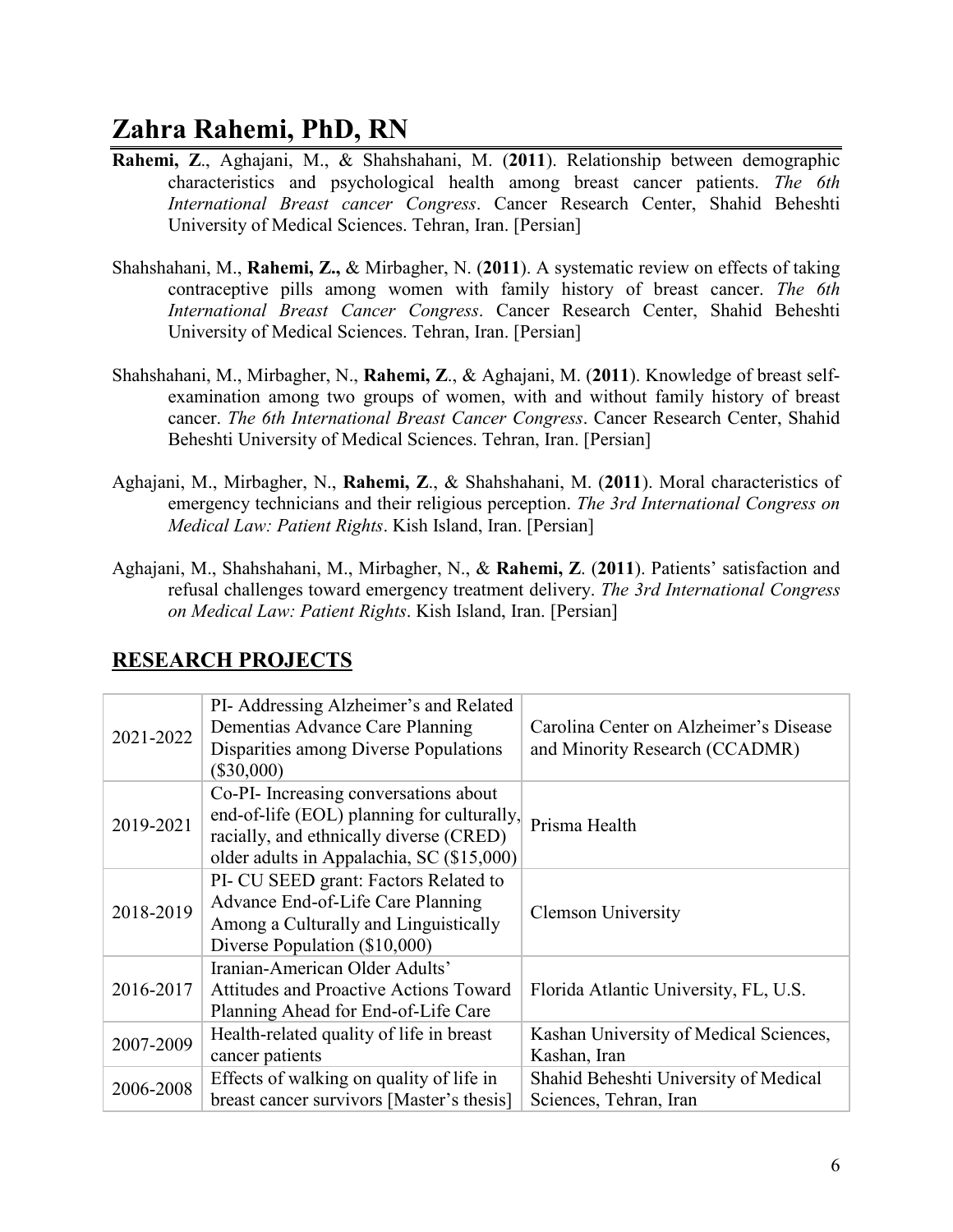**Rahemi, Z**., Aghajani, M., & Shahshahani, M. (**2011**). Relationship between demographic characteristics and psychological health among breast cancer patients. *The 6th International Breast cancer Congress*. Cancer Research Center, Shahid Beheshti University of Medical Sciences. Tehran, Iran. [Persian]

Shahshahani, M., **Rahemi, Z.,** & Mirbagher, N. (**2011**). A systematic review on effects of taking contraceptive pills among women with family history of breast cancer. *The 6th International Breast Cancer Congress*. Cancer Research Center, Shahid Beheshti University of Medical Sciences. Tehran, Iran. [Persian]

Shahshahani, M., Mirbagher, N., **Rahemi, Z**., & Aghajani, M. (**2011**). Knowledge of breast self-examination among two groups of women, with and without family history of breast cancer. *The 6th International Breast Cancer Congress*. Cancer Research Center, Shahid Beheshti University of Medical Sciences. Tehran, Iran. [Persian]

Aghajani, M., Mirbagher, N., **Rahemi, Z**., & Shahshahani, M. (**2011**). Moral characteristics of emergency technicians and their religious perception. *The 3rd International Congress on Medical Law: Patient Rights*. Kish Island, Iran. [Persian]

Aghajani, M., Shahshahani, M., Mirbagher, N., & **Rahemi, Z**. (**2011**). Patients' satisfaction and refusal challenges toward emergency treatment delivery. *The 3rd International Congress on Medical Law: Patient Rights*. Kish Island, Iran. [Persian]

## RESEARCH PROJECTS

| | | |
|---|---|---|
| 2021-2022 | PI- Addressing Alzheimer's and Related Dementias Advance Care Planning Disparities among Diverse Populations ($30,000) | Carolina Center on Alzheimer's Disease and Minority Research (CCADMR) |
| 2019-2021 | Co-PI- Increasing conversations about end-of-life (EOL) planning for culturally, racially, and ethnically diverse (CRED) older adults in Appalachia, SC ($15,000) | Prisma Health |
| 2018-2019 | PI- CU SEED grant: Factors Related to Advance End-of-Life Care Planning Among a Culturally and Linguistically Diverse Population ($10,000) | Clemson University |
| 2016-2017 | Iranian-American Older Adults' Attitudes and Proactive Actions Toward Planning Ahead for End-of-Life Care | Florida Atlantic University, FL, U.S. |
| 2007-2009 | Health-related quality of life in breast cancer patients | Kashan University of Medical Sciences, Kashan, Iran |
| 2006-2008 | Effects of walking on quality of life in breast cancer survivors [Master's thesis] | Shahid Beheshti University of Medical Sciences, Tehran, Iran |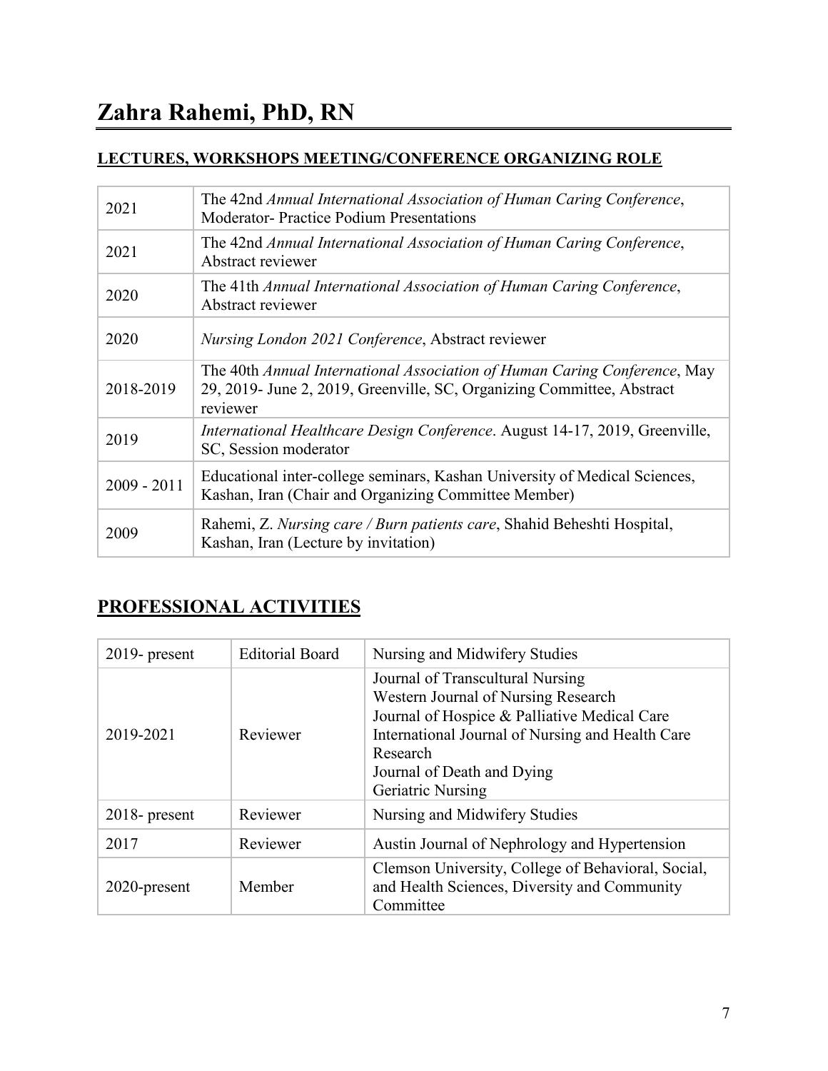# Zahra Rahemi, PhD, RN

## LECTURES, WORKSHOPS MEETING/CONFERENCE ORGANIZING ROLE

| | |
|---|---|
| 2021 | The 42nd *Annual International Association of Human Caring Conference*, Moderator- Practice Podium Presentations |
| 2021 | The 42nd *Annual International Association of Human Caring Conference*, Abstract reviewer |
| 2020 | The 41th *Annual International Association of Human Caring Conference*, Abstract reviewer |
| 2020 | *Nursing London 2021 Conference*, Abstract reviewer |
| 2018-2019 | The 40th *Annual International Association of Human Caring Conference*, May 29, 2019- June 2, 2019, Greenville, SC, Organizing Committee, Abstract reviewer |
| 2019 | *International Healthcare Design Conference*. August 14-17, 2019, Greenville, SC, Session moderator |
| 2009 - 2011 | Educational inter-college seminars, Kashan University of Medical Sciences, Kashan, Iran (Chair and Organizing Committee Member) |
| 2009 | Rahemi, Z. *Nursing care / Burn patients care*, Shahid Beheshti Hospital, Kashan, Iran (Lecture by invitation) |

## PROFESSIONAL ACTIVITIES

| | | |
|---|---|---|
| 2019- present | Editorial Board | Nursing and Midwifery Studies |
| 2019-2021 | Reviewer | Journal of Transcultural Nursing<br>Western Journal of Nursing Research<br>Journal of Hospice & Palliative Medical Care<br>International Journal of Nursing and Health Care Research<br>Journal of Death and Dying<br>Geriatric Nursing |
| 2018- present | Reviewer | Nursing and Midwifery Studies |
| 2017 | Reviewer | Austin Journal of Nephrology and Hypertension |
| 2020-present | Member | Clemson University, College of Behavioral, Social, and Health Sciences, Diversity and Community Committee |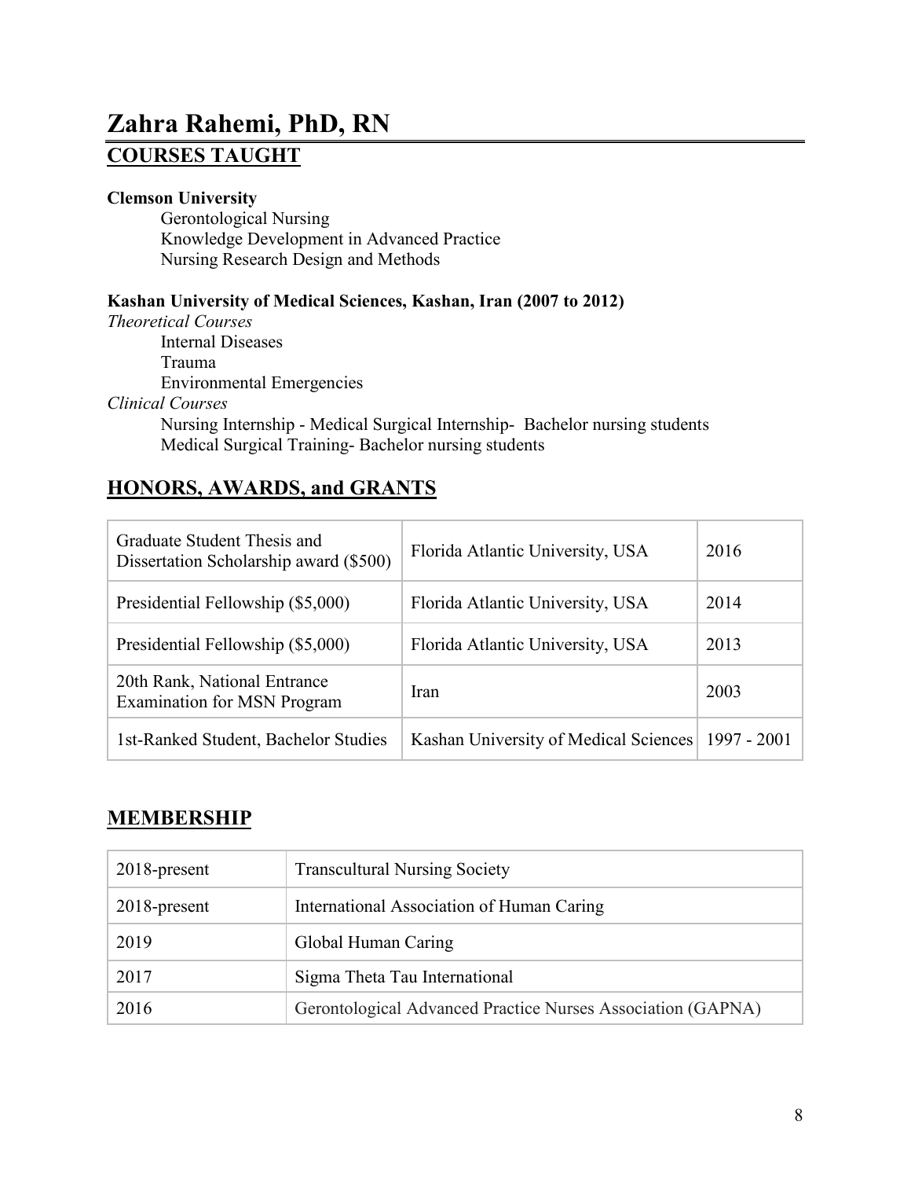# Zahra Rahemi, PhD, RN

## COURSES TAUGHT

**Clemson University**

- Gerontological Nursing
- Knowledge Development in Advanced Practice
- Nursing Research Design and Methods

**Kashan University of Medical Sciences, Kashan, Iran (2007 to 2012)**

*Theoretical Courses*

- Internal Diseases
- Trauma
- Environmental Emergencies

*Clinical Courses*

- Nursing Internship - Medical Surgical Internship- Bachelor nursing students
- Medical Surgical Training- Bachelor nursing students

## HONORS, AWARDS, and GRANTS

| | | |
|---|---|---|
| Graduate Student Thesis and Dissertation Scholarship award ($500) | Florida Atlantic University, USA | 2016 |
| Presidential Fellowship ($5,000) | Florida Atlantic University, USA | 2014 |
| Presidential Fellowship ($5,000) | Florida Atlantic University, USA | 2013 |
| 20th Rank, National Entrance Examination for MSN Program | Iran | 2003 |
| 1st-Ranked Student, Bachelor Studies | Kashan University of Medical Sciences | 1997 - 2001 |

## MEMBERSHIP

| | |
|---|---|
| 2018-present | Transcultural Nursing Society |
| 2018-present | International Association of Human Caring |
| 2019 | Global Human Caring |
| 2017 | Sigma Theta Tau International |
| 2016 | Gerontological Advanced Practice Nurses Association (GAPNA) |